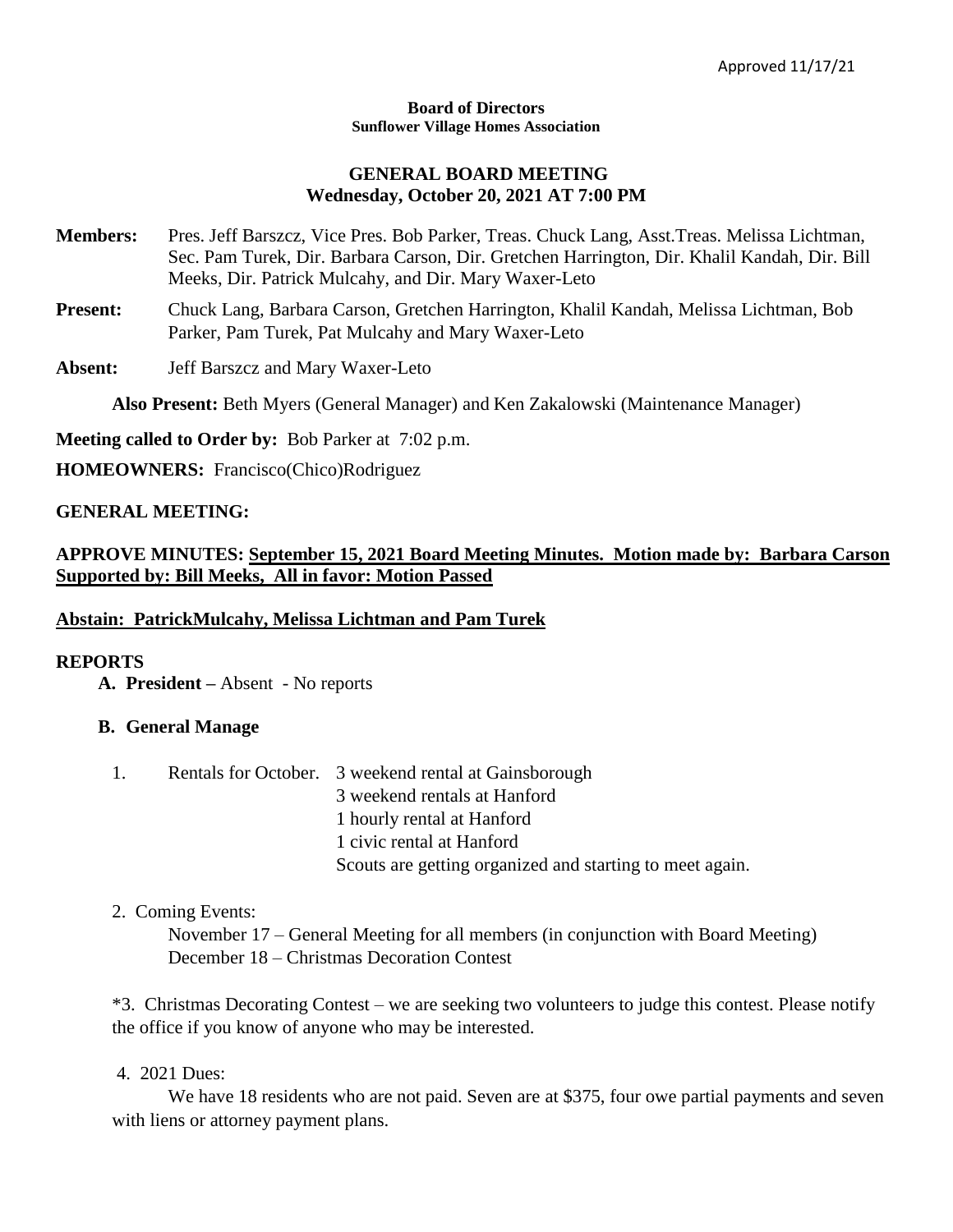Approved 11/17/21

**Board of Directors**
**Sunflower Village Homes Association**

## GENERAL BOARD MEETING
## Wednesday, October 20, 2021 AT 7:00 PM

**Members:** Pres. Jeff Barszcz, Vice Pres. Bob Parker, Treas. Chuck Lang, Asst.Treas. Melissa Lichtman, Sec. Pam Turek, Dir. Barbara Carson, Dir. Gretchen Harrington, Dir. Khalil Kandah, Dir. Bill Meeks, Dir. Patrick Mulcahy, and Dir. Mary Waxer-Leto

**Present:** Chuck Lang, Barbara Carson, Gretchen Harrington, Khalil Kandah, Melissa Lichtman, Bob Parker, Pam Turek, Pat Mulcahy and Mary Waxer-Leto

**Absent:** Jeff Barszcz and Mary Waxer-Leto

**Also Present:** Beth Myers (General Manager) and Ken Zakalowski (Maintenance Manager)

**Meeting called to Order by:** Bob Parker at 7:02 p.m.

**HOMEOWNERS:** Francisco(Chico)Rodriguez

**GENERAL MEETING:**

**APPROVE MINUTES: <u>September 15, 2021 Board Meeting Minutes. Motion made by: Barbara Carson Supported by: Bill Meeks, All in favor: Motion Passed</u>**

**<u>Abstain: PatrickMulcahy, Melissa Lichtman and Pam Turek</u>**

**REPORTS**

**A. President –** Absent - No reports

**B. General Manage**

1. Rentals for October. 3 weekend rental at Gainsborough
   3 weekend rentals at Hanford
   1 hourly rental at Hanford
   1 civic rental at Hanford
   Scouts are getting organized and starting to meet again.

2. Coming Events:
   November 17 – General Meeting for all members (in conjunction with Board Meeting)
   December 18 – Christmas Decoration Contest

*3. Christmas Decorating Contest – we are seeking two volunteers to judge this contest. Please notify the office if you know of anyone who may be interested.

4. 2021 Dues:
   We have 18 residents who are not paid. Seven are at $375, four owe partial payments and seven with liens or attorney payment plans.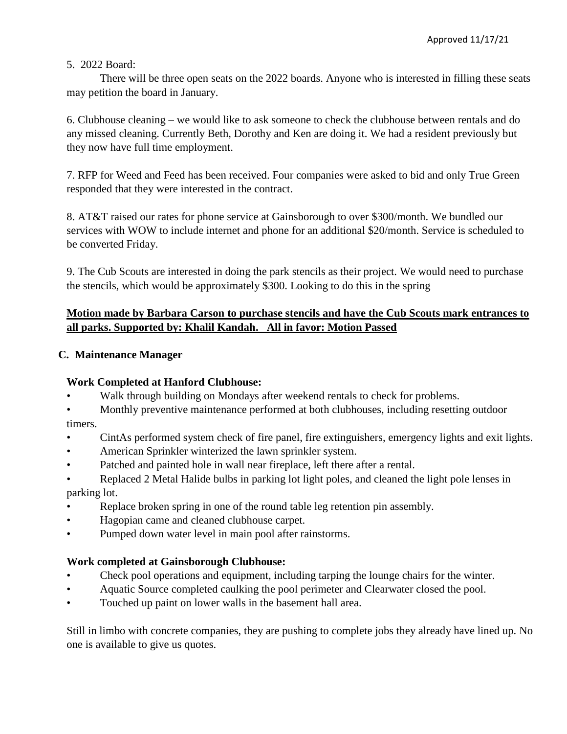Approved 11/17/21

5. 2022 Board:

There will be three open seats on the 2022 boards. Anyone who is interested in filling these seats may petition the board in January.

6. Clubhouse cleaning – we would like to ask someone to check the clubhouse between rentals and do any missed cleaning. Currently Beth, Dorothy and Ken are doing it. We had a resident previously but they now have full time employment.

7. RFP for Weed and Feed has been received. Four companies were asked to bid and only True Green responded that they were interested in the contract.

8. AT&T raised our rates for phone service at Gainsborough to over $300/month. We bundled our services with WOW to include internet and phone for an additional $20/month. Service is scheduled to be converted Friday.

9. The Cub Scouts are interested in doing the park stencils as their project. We would need to purchase the stencils, which would be approximately $300. Looking to do this in the spring

**Motion made by Barbara Carson to purchase stencils and have the Cub Scouts mark entrances to all parks. Supported by: Khalil Kandah. All in favor: Motion Passed**

## C. Maintenance Manager

**Work Completed at Hanford Clubhouse:**

- Walk through building on Mondays after weekend rentals to check for problems.
- Monthly preventive maintenance performed at both clubhouses, including resetting outdoor timers.
- CintAs performed system check of fire panel, fire extinguishers, emergency lights and exit lights.
- American Sprinkler winterized the lawn sprinkler system.
- Patched and painted hole in wall near fireplace, left there after a rental.
- Replaced 2 Metal Halide bulbs in parking lot light poles, and cleaned the light pole lenses in parking lot.
- Replace broken spring in one of the round table leg retention pin assembly.
- Hagopian came and cleaned clubhouse carpet.
- Pumped down water level in main pool after rainstorms.

**Work completed at Gainsborough Clubhouse:**

- Check pool operations and equipment, including tarping the lounge chairs for the winter.
- Aquatic Source completed caulking the pool perimeter and Clearwater closed the pool.
- Touched up paint on lower walls in the basement hall area.

Still in limbo with concrete companies, they are pushing to complete jobs they already have lined up. No one is available to give us quotes.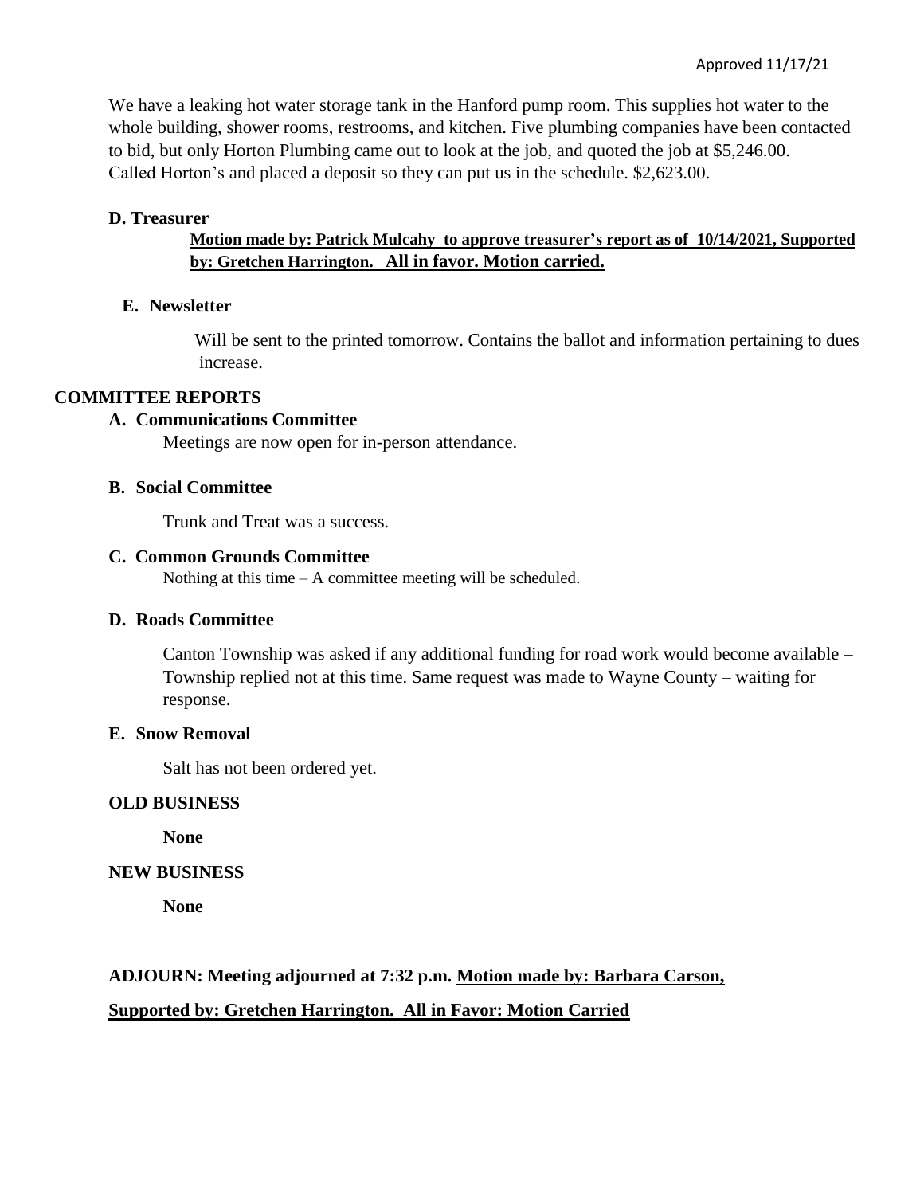Approved 11/17/21

We have a leaking hot water storage tank in the Hanford pump room. This supplies hot water to the whole building, shower rooms, restrooms, and kitchen. Five plumbing companies have been contacted to bid, but only Horton Plumbing came out to look at the job, and quoted the job at $5,246.00. Called Horton's and placed a deposit so they can put us in the schedule. $2,623.00.

**D. Treasurer**

**Motion made by: Patrick Mulcahy to approve treasurer's report as of 10/14/2021, Supported by: Gretchen Harrington. All in favor. Motion carried.**

**E. Newsletter**

Will be sent to the printed tomorrow. Contains the ballot and information pertaining to dues increase.

## COMMITTEE REPORTS

**A. Communications Committee**

Meetings are now open for in-person attendance.

**B. Social Committee**

Trunk and Treat was a success.

**C. Common Grounds Committee**

Nothing at this time – A committee meeting will be scheduled.

**D. Roads Committee**

Canton Township was asked if any additional funding for road work would become available – Township replied not at this time. Same request was made to Wayne County – waiting for response.

**E. Snow Removal**

Salt has not been ordered yet.

**OLD BUSINESS**

**None**

**NEW BUSINESS**

**None**

**ADJOURN: Meeting adjourned at 7:32 p.m. Motion made by: Barbara Carson, Supported by: Gretchen Harrington. All in Favor: Motion Carried**